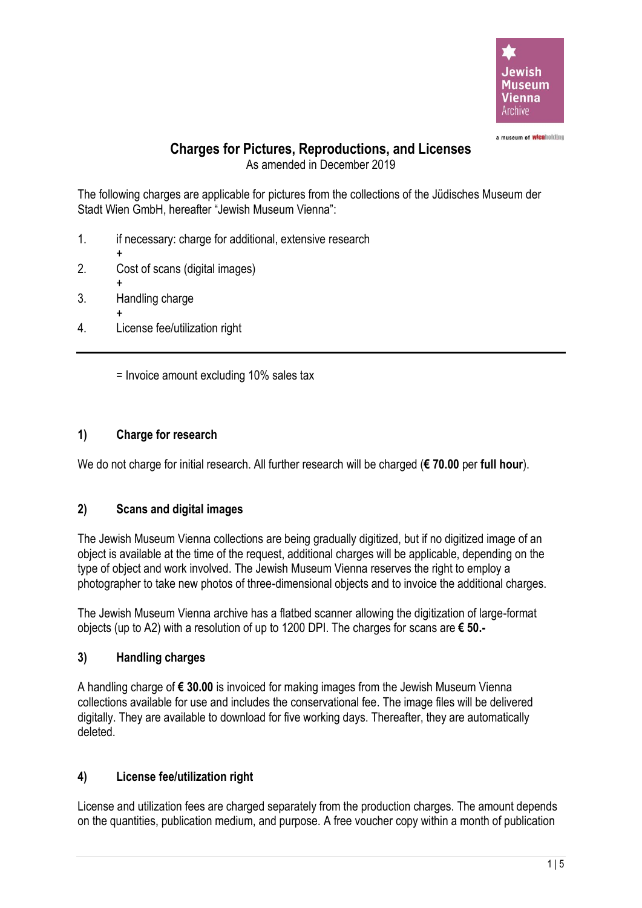Jewish Museum Vienna Archive

a museum of wienholding

# Charges for Pictures, Reproductions, and Licenses

As amended in December 2019

The following charges are applicable for pictures from the collections of the Jüdisches Museum der Stadt Wien GmbH, hereafter "Jewish Museum Vienna":

1. if necessary: charge for additional, extensive research
   +
2. Cost of scans (digital images)
   +
3. Handling charge
   +
4. License fee/utilization right

---

= Invoice amount excluding 10% sales tax

## 1) Charge for research

We do not charge for initial research. All further research will be charged (**€ 70.00** per **full hour**).

## 2) Scans and digital images

The Jewish Museum Vienna collections are being gradually digitized, but if no digitized image of an object is available at the time of the request, additional charges will be applicable, depending on the type of object and work involved. The Jewish Museum Vienna reserves the right to employ a photographer to take new photos of three-dimensional objects and to invoice the additional charges.

The Jewish Museum Vienna archive has a flatbed scanner allowing the digitization of large-format objects (up to A2) with a resolution of up to 1200 DPI. The charges for scans are **€ 50.-**

## 3) Handling charges

A handling charge of **€ 30.00** is invoiced for making images from the Jewish Museum Vienna collections available for use and includes the conservational fee. The image files will be delivered digitally. They are available to download for five working days. Thereafter, they are automatically deleted.

## 4) License fee/utilization right

License and utilization fees are charged separately from the production charges. The amount depends on the quantities, publication medium, and purpose. A free voucher copy within a month of publication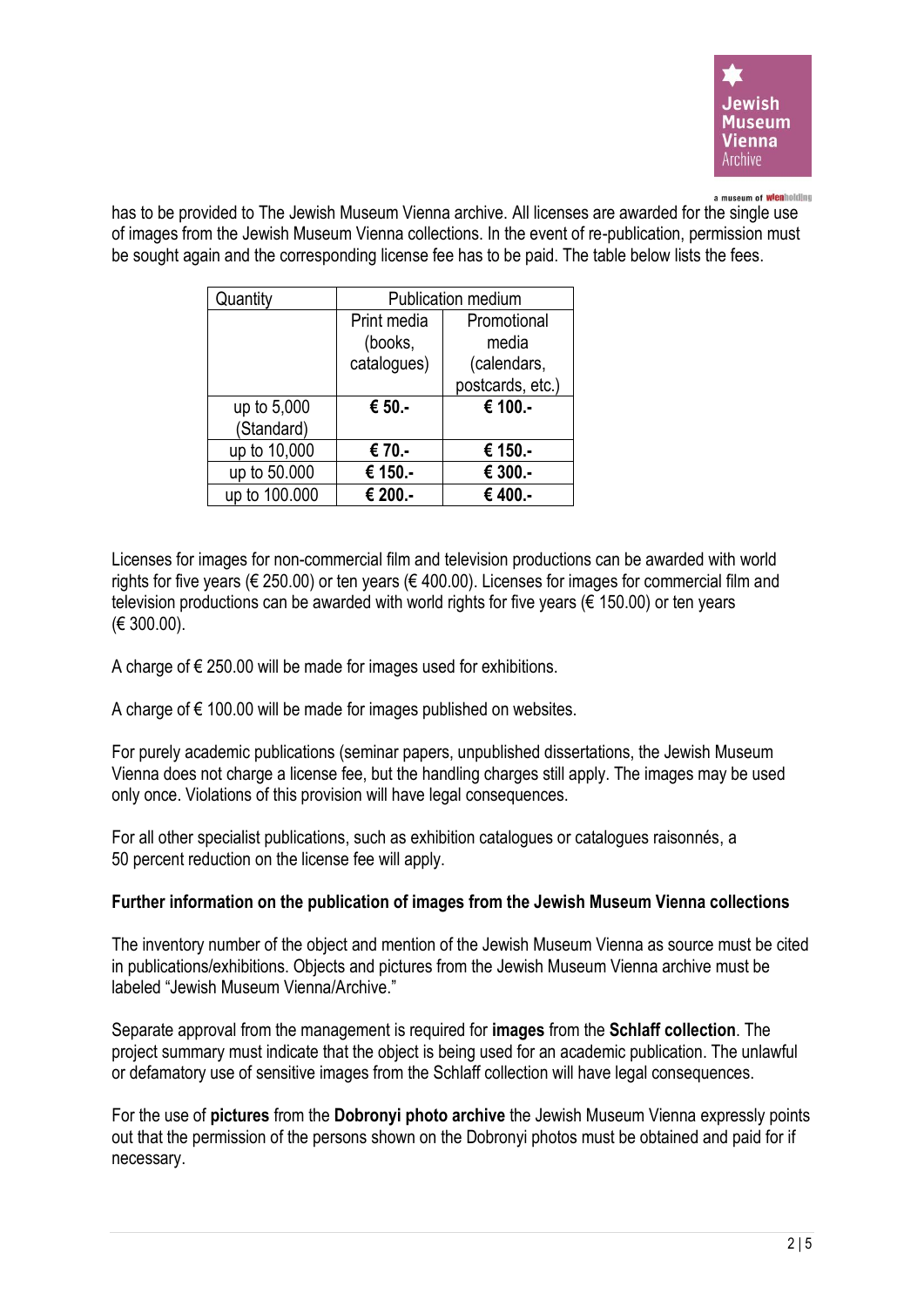has to be provided to The Jewish Museum Vienna archive. All licenses are awarded for the single use of images from the Jewish Museum Vienna collections. In the event of re-publication, permission must be sought again and the corresponding license fee has to be paid. The table below lists the fees.

| Quantity | Publication medium | |
|---|---|---|
| | Print media (books, catalogues) | Promotional media (calendars, postcards, etc.) |
| up to 5,000 (Standard) | **€ 50.-** | **€ 100.-** |
| up to 10,000 | **€ 70.-** | **€ 150.-** |
| up to 50.000 | **€ 150.-** | **€ 300.-** |
| up to 100.000 | **€ 200.-** | **€ 400.-** |

Licenses for images for non-commercial film and television productions can be awarded with world rights for five years (€ 250.00) or ten years (€ 400.00). Licenses for images for commercial film and television productions can be awarded with world rights for five years (€ 150.00) or ten years (€ 300.00).

A charge of € 250.00 will be made for images used for exhibitions.

A charge of € 100.00 will be made for images published on websites.

For purely academic publications (seminar papers, unpublished dissertations, the Jewish Museum Vienna does not charge a license fee, but the handling charges still apply. The images may be used only once. Violations of this provision will have legal consequences.

For all other specialist publications, such as exhibition catalogues or catalogues raisonnés, a 50 percent reduction on the license fee will apply.

**Further information on the publication of images from the Jewish Museum Vienna collections**

The inventory number of the object and mention of the Jewish Museum Vienna as source must be cited in publications/exhibitions. Objects and pictures from the Jewish Museum Vienna archive must be labeled "Jewish Museum Vienna/Archive."

Separate approval from the management is required for **images** from the **Schlaff collection**. The project summary must indicate that the object is being used for an academic publication. The unlawful or defamatory use of sensitive images from the Schlaff collection will have legal consequences.

For the use of **pictures** from the **Dobronyi photo archive** the Jewish Museum Vienna expressly points out that the permission of the persons shown on the Dobronyi photos must be obtained and paid for if necessary.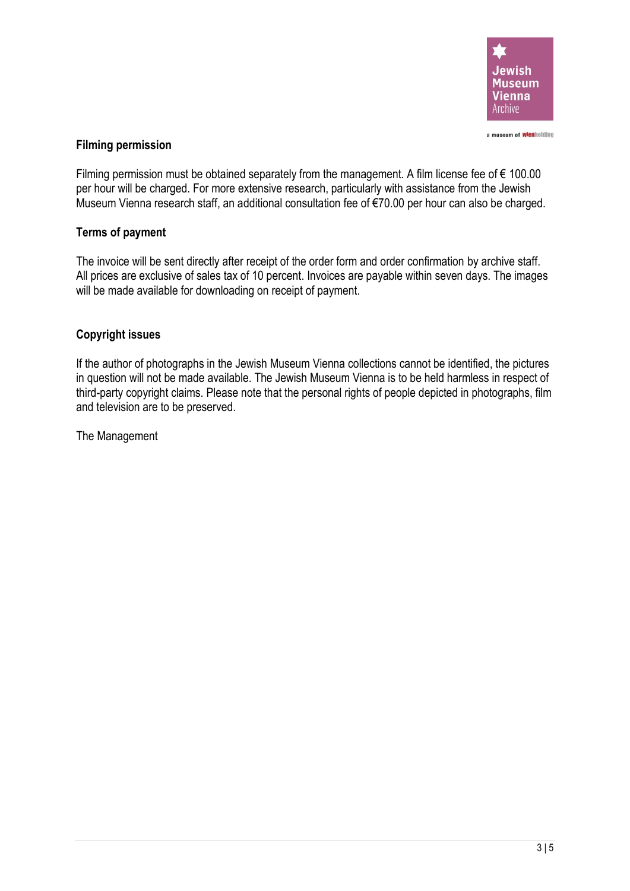## Filming permission

Filming permission must be obtained separately from the management. A film license fee of € 100.00 per hour will be charged. For more extensive research, particularly with assistance from the Jewish Museum Vienna research staff, an additional consultation fee of €70.00 per hour can also be charged.

## Terms of payment

The invoice will be sent directly after receipt of the order form and order confirmation by archive staff. All prices are exclusive of sales tax of 10 percent. Invoices are payable within seven days. The images will be made available for downloading on receipt of payment.

## Copyright issues

If the author of photographs in the Jewish Museum Vienna collections cannot be identified, the pictures in question will not be made available. The Jewish Museum Vienna is to be held harmless in respect of third-party copyright claims. Please note that the personal rights of people depicted in photographs, film and television are to be preserved.

The Management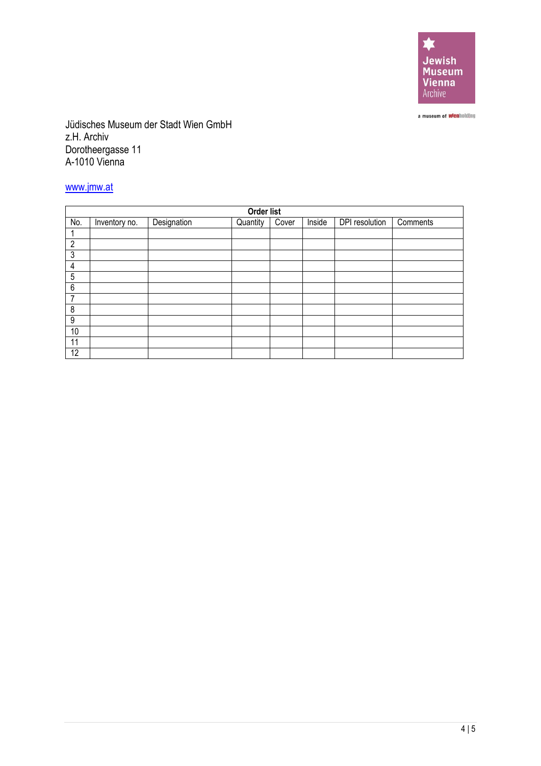Jüdisches Museum der Stadt Wien GmbH
z.H. Archiv
Dorotheergasse 11
A-1010 Vienna

www.jmw.at

**Order list**

| No. | Inventory no. | Designation | Quantity | Cover | Inside | DPI resolution | Comments |
|---|---|---|---|---|---|---|---|
| 1 | | | | | | | |
| 2 | | | | | | | |
| 3 | | | | | | | |
| 4 | | | | | | | |
| 5 | | | | | | | |
| 6 | | | | | | | |
| 7 | | | | | | | |
| 8 | | | | | | | |
| 9 | | | | | | | |
| 10 | | | | | | | |
| 11 | | | | | | | |
| 12 | | | | | | | |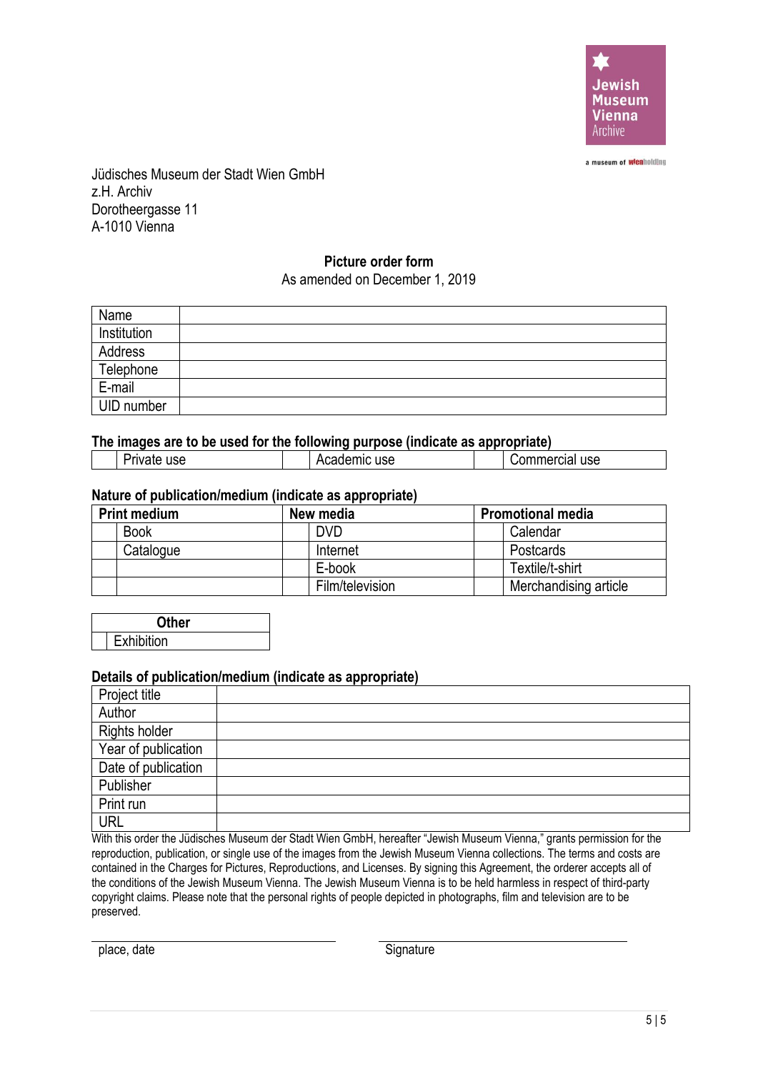Jewish Museum Vienna Archive

a museum of wienholding

Jüdisches Museum der Stadt Wien GmbH
z.H. Archiv
Dorotheergasse 11
A-1010 Vienna

**Picture order form**
As amended on December 1, 2019

| | |
|---|---|
| Name | |
| Institution | |
| Address | |
| Telephone | |
| E-mail | |
| UID number | |

**The images are to be used for the following purpose (indicate as appropriate)**

| | | | | | |
|---|---|---|---|---|---|
| | Private use | | Academic use | | Commercial use |

**Nature of publication/medium (indicate as appropriate)**

| Print medium | | New media | | Promotional media | |
|---|---|---|---|---|---|
| | Book | | DVD | | Calendar |
| | Catalogue | | Internet | | Postcards |
| | | | E-book | | Textile/t-shirt |
| | | | Film/television | | Merchandising article |

| Other | |
|---|---|
| | Exhibition |

**Details of publication/medium (indicate as appropriate)**

| | |
|---|---|
| Project title | |
| Author | |
| Rights holder | |
| Year of publication | |
| Date of publication | |
| Publisher | |
| Print run | |
| URL | |

With this order the Jüdisches Museum der Stadt Wien GmbH, hereafter "Jewish Museum Vienna," grants permission for the reproduction, publication, or single use of the images from the Jewish Museum Vienna collections. The terms and costs are contained in the Charges for Pictures, Reproductions, and Licenses. By signing this Agreement, the orderer accepts all of the conditions of the Jewish Museum Vienna. The Jewish Museum Vienna is to be held harmless in respect of third-party copyright claims. Please note that the personal rights of people depicted in photographs, film and television are to be preserved.

place, date

Signature